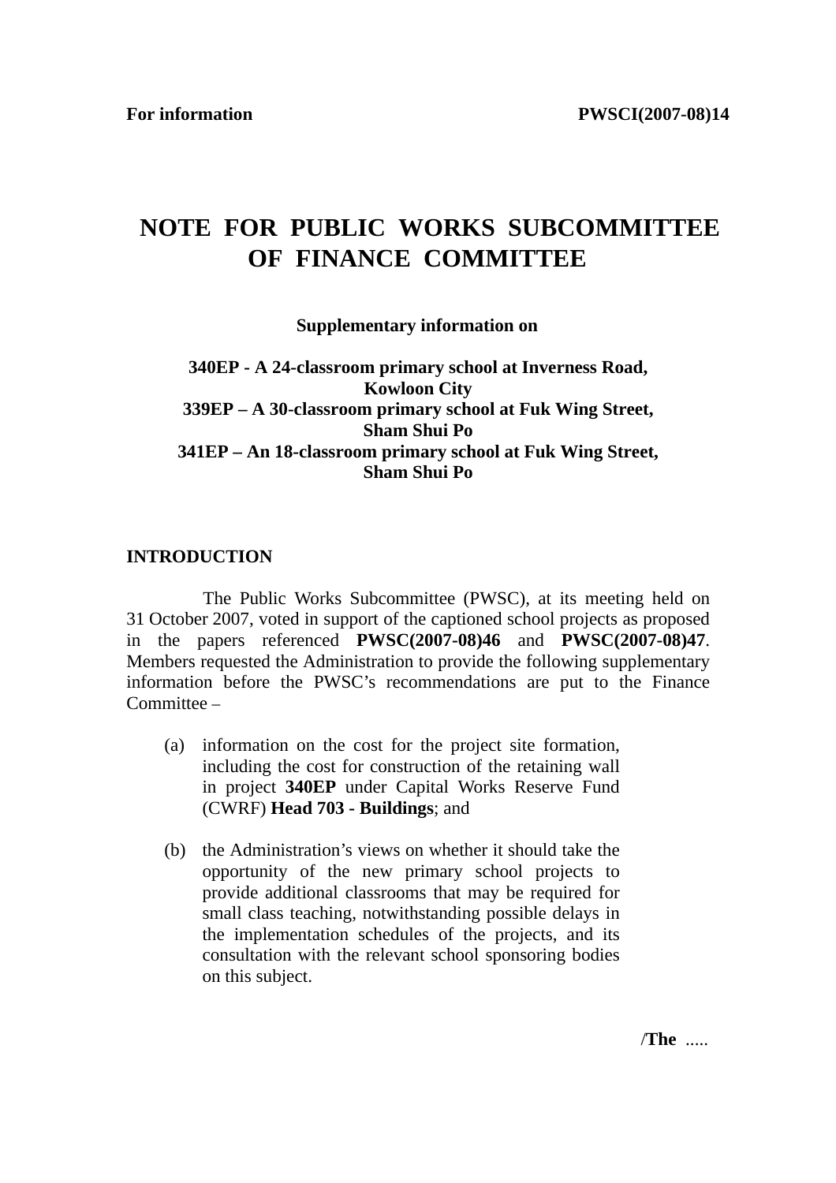**For information** **PWSCI(2007-08)14**

# NOTE FOR PUBLIC WORKS SUBCOMMITTEE OF FINANCE COMMITTEE

**Supplementary information on**

**340EP - A 24-classroom primary school at Inverness Road, Kowloon City**
**339EP – A 30-classroom primary school at Fuk Wing Street, Sham Shui Po**
**341EP – An 18-classroom primary school at Fuk Wing Street, Sham Shui Po**

## INTRODUCTION

The Public Works Subcommittee (PWSC), at its meeting held on 31 October 2007, voted in support of the captioned school projects as proposed in the papers referenced **PWSC(2007-08)46** and **PWSC(2007-08)47**. Members requested the Administration to provide the following supplementary information before the PWSC's recommendations are put to the Finance Committee –

(a) information on the cost for the project site formation, including the cost for construction of the retaining wall in project **340EP** under Capital Works Reserve Fund (CWRF) **Head 703 - Buildings**; and

(b) the Administration's views on whether it should take the opportunity of the new primary school projects to provide additional classrooms that may be required for small class teaching, notwithstanding possible delays in the implementation schedules of the projects, and its consultation with the relevant school sponsoring bodies on this subject.

/**The** .....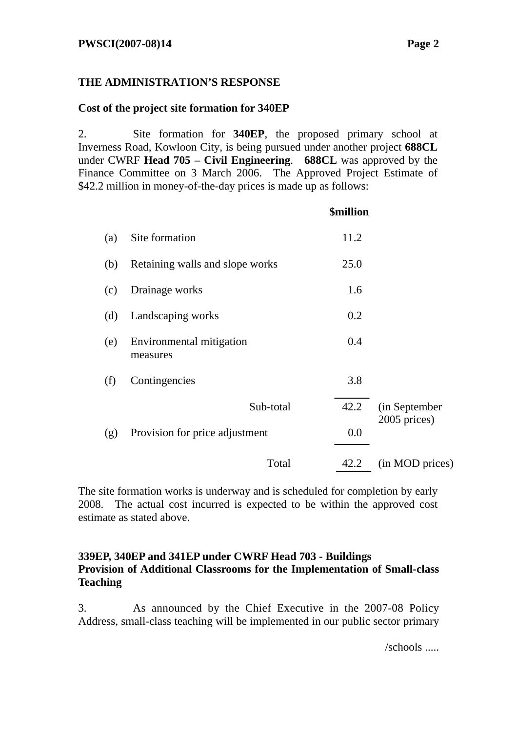**THE ADMINISTRATION'S RESPONSE**

**Cost of the project site formation for 340EP**

2. Site formation for **340EP**, the proposed primary school at Inverness Road, Kowloon City, is being pursued under another project **688CL** under CWRF **Head 705 – Civil Engineering**. **688CL** was approved by the Finance Committee on 3 March 2006. The Approved Project Estimate of $42.2 million in money-of-the-day prices is made up as follows:

| | | $million | |
|---|---|---|---|
| (a) | Site formation | 11.2 | |
| (b) | Retaining walls and slope works | 25.0 | |
| (c) | Drainage works | 1.6 | |
| (d) | Landscaping works | 0.2 | |
| (e) | Environmental mitigation measures | 0.4 | |
| (f) | Contingencies | 3.8 | |
| | Sub-total | 42.2 | (in September 2005 prices) |
| (g) | Provision for price adjustment | 0.0 | |
| | Total | 42.2 | (in MOD prices) |

The site formation works is underway and is scheduled for completion by early 2008. The actual cost incurred is expected to be within the approved cost estimate as stated above.

**339EP, 340EP and 341EP under CWRF Head 703 - Buildings**
**Provision of Additional Classrooms for the Implementation of Small-class Teaching**

3. As announced by the Chief Executive in the 2007-08 Policy Address, small-class teaching will be implemented in our public sector primary

/schools .....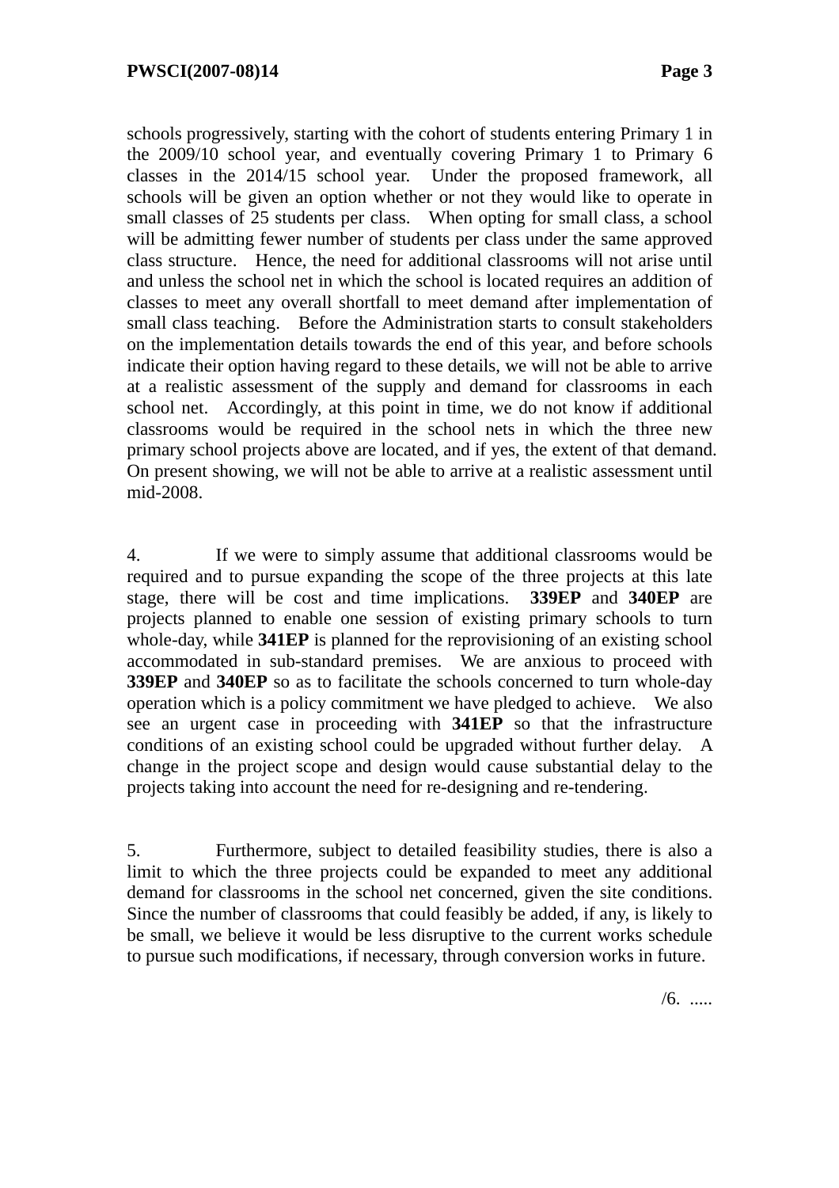schools progressively, starting with the cohort of students entering Primary 1 in the 2009/10 school year, and eventually covering Primary 1 to Primary 6 classes in the 2014/15 school year. Under the proposed framework, all schools will be given an option whether or not they would like to operate in small classes of 25 students per class. When opting for small class, a school will be admitting fewer number of students per class under the same approved class structure. Hence, the need for additional classrooms will not arise until and unless the school net in which the school is located requires an addition of classes to meet any overall shortfall to meet demand after implementation of small class teaching. Before the Administration starts to consult stakeholders on the implementation details towards the end of this year, and before schools indicate their option having regard to these details, we will not be able to arrive at a realistic assessment of the supply and demand for classrooms in each school net. Accordingly, at this point in time, we do not know if additional classrooms would be required in the school nets in which the three new primary school projects above are located, and if yes, the extent of that demand. On present showing, we will not be able to arrive at a realistic assessment until mid-2008.

4. If we were to simply assume that additional classrooms would be required and to pursue expanding the scope of the three projects at this late stage, there will be cost and time implications. **339EP** and **340EP** are projects planned to enable one session of existing primary schools to turn whole-day, while **341EP** is planned for the reprovisioning of an existing school accommodated in sub-standard premises. We are anxious to proceed with **339EP** and **340EP** so as to facilitate the schools concerned to turn whole-day operation which is a policy commitment we have pledged to achieve. We also see an urgent case in proceeding with **341EP** so that the infrastructure conditions of an existing school could be upgraded without further delay. A change in the project scope and design would cause substantial delay to the projects taking into account the need for re-designing and re-tendering.

5. Furthermore, subject to detailed feasibility studies, there is also a limit to which the three projects could be expanded to meet any additional demand for classrooms in the school net concerned, given the site conditions. Since the number of classrooms that could feasibly be added, if any, is likely to be small, we believe it would be less disruptive to the current works schedule to pursue such modifications, if necessary, through conversion works in future.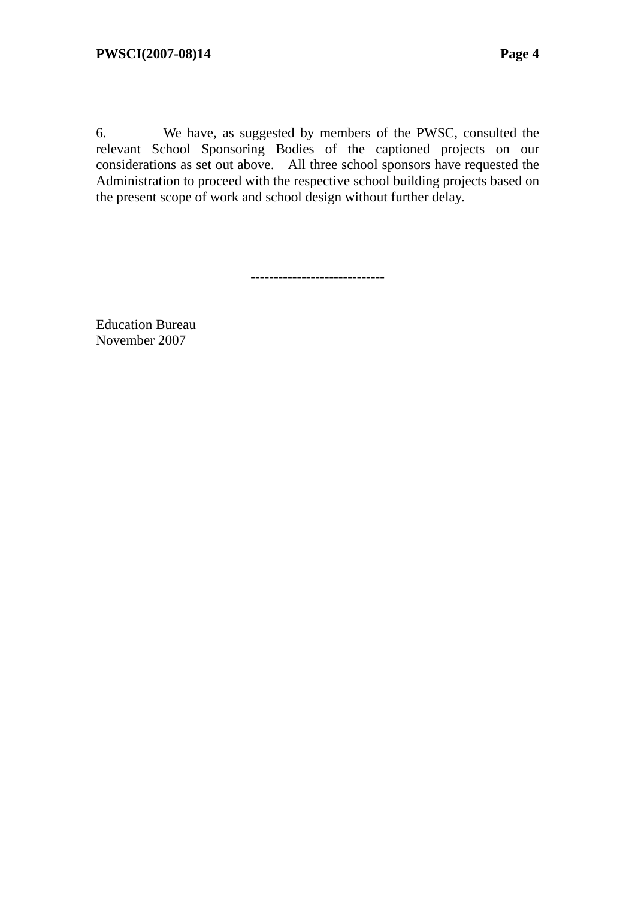6. We have, as suggested by members of the PWSC, consulted the relevant School Sponsoring Bodies of the captioned projects on our considerations as set out above. All three school sponsors have requested the Administration to proceed with the respective school building projects based on the present scope of work and school design without further delay.

-----------------------------

Education Bureau
November 2007